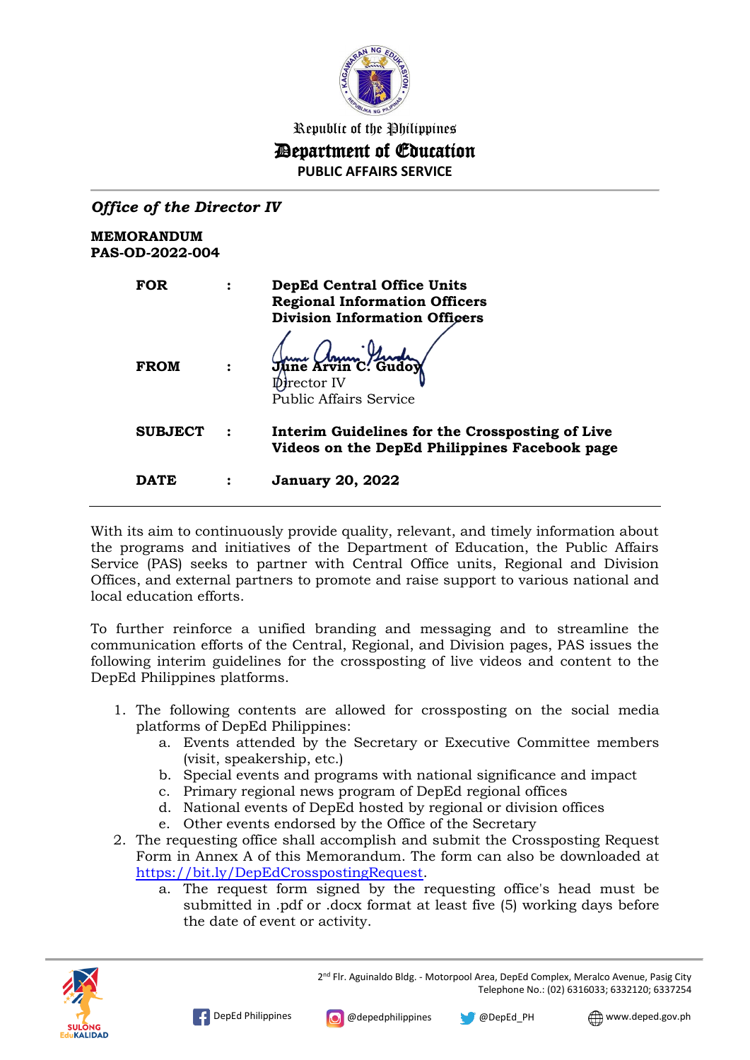Republic of the Philippines

**Department of Education**

**PUBLIC AFFAIRS SERVICE**

***Office of the Director IV***

**MEMORANDUM**
**PAS-OD-2022-004**

| | | |
|---|---|---|
| **FOR** | : | **DepEd Central Office Units** <br> **Regional Information Officers** <br> **Division Information Officers** |
| **FROM** | : | **June Arvin C. Gudoy** <br> Director IV <br> Public Affairs Service |
| **SUBJECT** | : | **Interim Guidelines for the Crossposting of Live Videos on the DepEd Philippines Facebook page** |
| **DATE** | : | **January 20, 2022** |

With its aim to continuously provide quality, relevant, and timely information about the programs and initiatives of the Department of Education, the Public Affairs Service (PAS) seeks to partner with Central Office units, Regional and Division Offices, and external partners to promote and raise support to various national and local education efforts.

To further reinforce a unified branding and messaging and to streamline the communication efforts of the Central, Regional, and Division pages, PAS issues the following interim guidelines for the crossposting of live videos and content to the DepEd Philippines platforms.

1. The following contents are allowed for crossposting on the social media platforms of DepEd Philippines:
    a. Events attended by the Secretary or Executive Committee members (visit, speakership, etc.)
    b. Special events and programs with national significance and impact
    c. Primary regional news program of DepEd regional offices
    d. National events of DepEd hosted by regional or division offices
    e. Other events endorsed by the Office of the Secretary
2. The requesting office shall accomplish and submit the Crossposting Request Form in Annex A of this Memorandum. The form can also be downloaded at https://bit.ly/DepEdCrosspostingRequest.
    a. The request form signed by the requesting office's head must be submitted in .pdf or .docx format at least five (5) working days before the date of event or activity.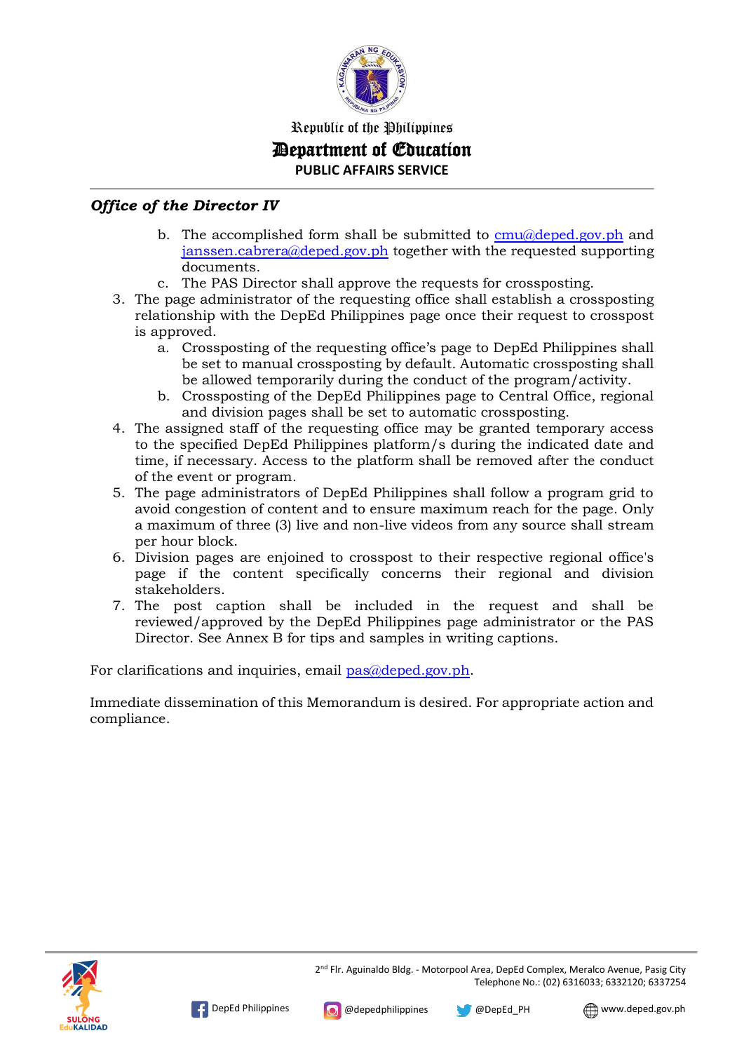*Office of the Director IV*

   b. The accomplished form shall be submitted to cmu@deped.gov.ph and janssen.cabrera@deped.gov.ph together with the requested supporting documents.
   c. The PAS Director shall approve the requests for crossposting.

3. The page administrator of the requesting office shall establish a crossposting relationship with the DepEd Philippines page once their request to crosspost is approved.
   a. Crossposting of the requesting office's page to DepEd Philippines shall be set to manual crossposting by default. Automatic crossposting shall be allowed temporarily during the conduct of the program/activity.
   b. Crossposting of the DepEd Philippines page to Central Office, regional and division pages shall be set to automatic crossposting.
4. The assigned staff of the requesting office may be granted temporary access to the specified DepEd Philippines platform/s during the indicated date and time, if necessary. Access to the platform shall be removed after the conduct of the event or program.
5. The page administrators of DepEd Philippines shall follow a program grid to avoid congestion of content and to ensure maximum reach for the page. Only a maximum of three (3) live and non-live videos from any source shall stream per hour block.
6. Division pages are enjoined to crosspost to their respective regional office's page if the content specifically concerns their regional and division stakeholders.
7. The post caption shall be included in the request and shall be reviewed/approved by the DepEd Philippines page administrator or the PAS Director. See Annex B for tips and samples in writing captions.

For clarifications and inquiries, email pas@deped.gov.ph.

Immediate dissemination of this Memorandum is desired. For appropriate action and compliance.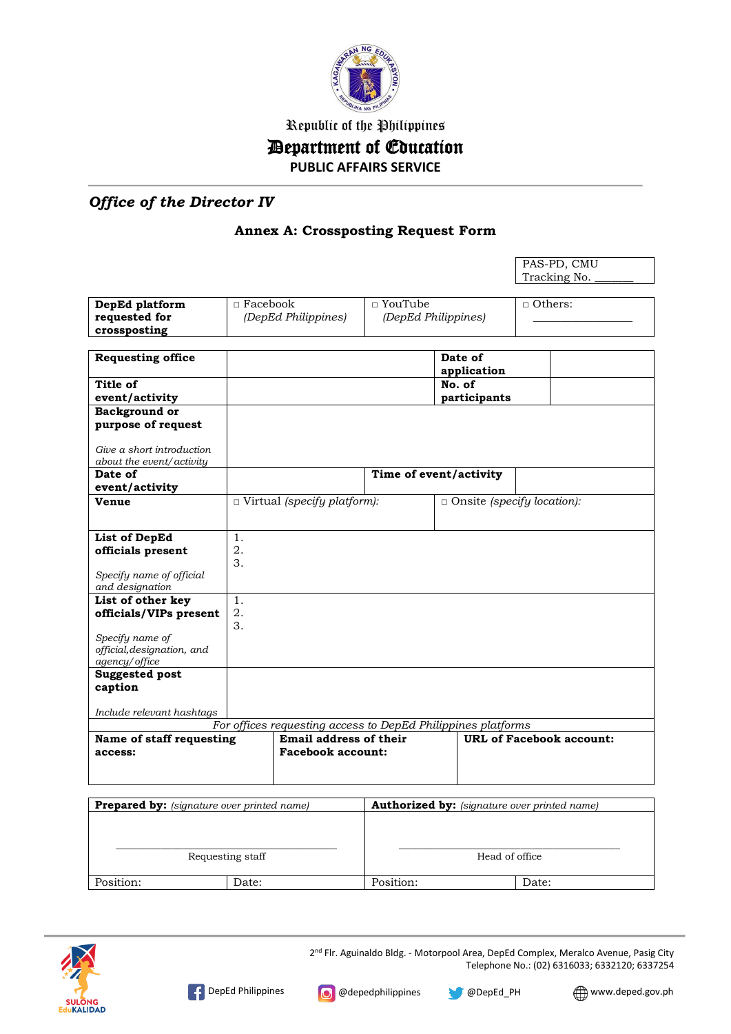Republic of the Philippines

# Department of Education

PUBLIC AFFAIRS SERVICE

## *Office of the Director IV*

### Annex A: Crossposting Request Form

| PAS-PD, CMU Tracking No. _______ |
|---|

| **DepEd platform requested for crossposting** | □ Facebook *(DepEd Philippines)* | □ YouTube *(DepEd Philippines)* | □ Others: ________________ |
|---|---|---|---|

| **Requesting office** | | **Date of application** | |
|---|---|---|---|
| **Title of event/activity** | | **No. of participants** | |
| **Background or purpose of request** *Give a short introduction about the event/activity* | | | |
| **Date of event/activity** | | **Time of event/activity** | |
| **Venue** | □ Virtual *(specify platform)*: | □ Onsite *(specify location)*: | |
| **List of DepEd officials present** *Specify name of official and designation* | 1. 2. 3. | | |
| **List of other key officials/VIPs present** *Specify name of official, designation, and agency/office* | 1. 2. 3. | | |
| **Suggested post caption** *Include relevant hashtags* | | | |

*For offices requesting access to DepEd Philippines platforms*

| **Name of staff requesting access:** | **Email address of their Facebook account:** | **URL of Facebook account:** |
|---|---|---|
| | | |

| **Prepared by:** *(signature over printed name)* | | **Authorized by:** *(signature over printed name)* | |
|---|---|---|---|
| ________________________ Requesting staff | | ________________________ Head of office | |
| Position: | Date: | Position: | Date: |

2nd Flr. Aguinaldo Bldg. - Motorpool Area, DepEd Complex, Meralco Avenue, Pasig City
Telephone No.: (02) 6316033; 6332120; 6337254

DepEd Philippines | @depedphilippines | @DepEd_PH | www.deped.gov.ph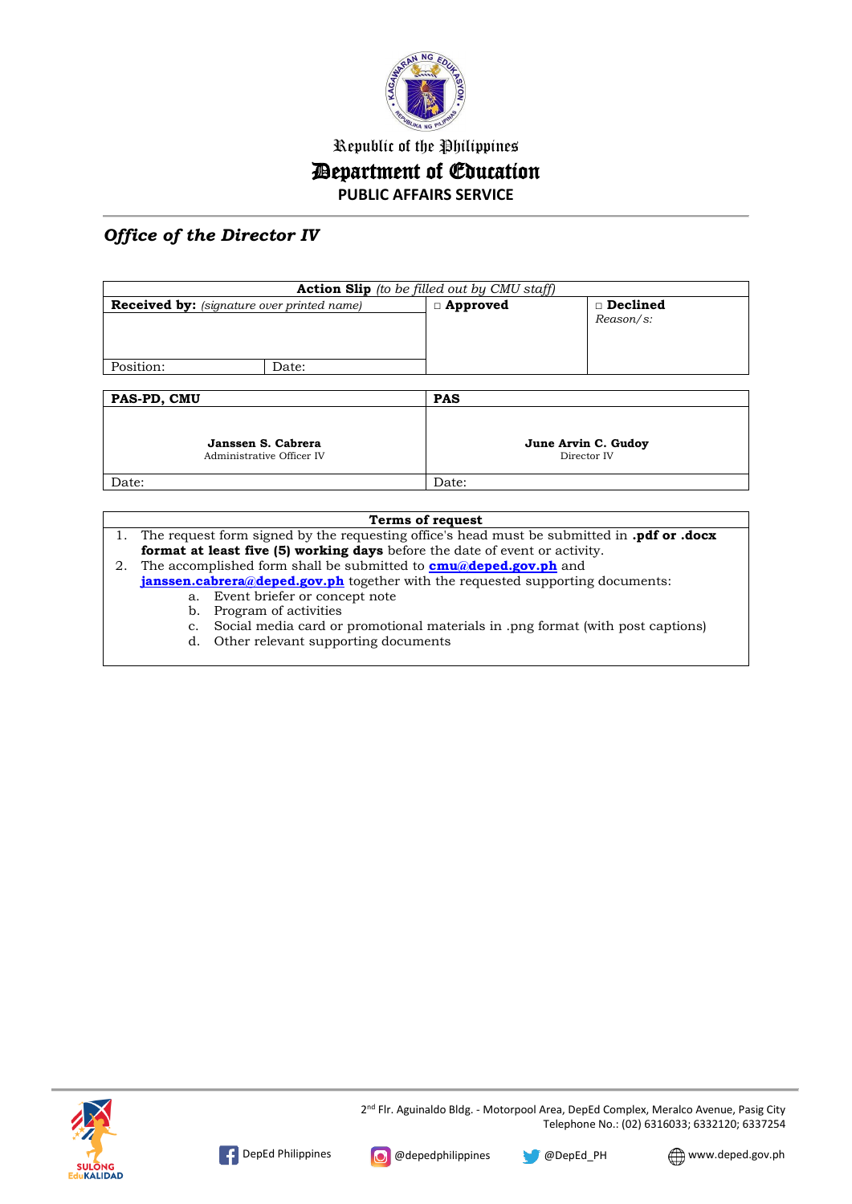Republic of the Philippines

# Department of Education

**PUBLIC AFFAIRS SERVICE**

***Office of the Director IV***

| **Action Slip** *(to be filled out by CMU staff)* | | | |
|---|---|---|---|
| **Received by:** *(signature over printed name)* | | □ **Approved** | □ **Declined** *Reason/s:* |
| Position: | Date: | | |

| **PAS-PD, CMU** | **PAS** |
|---|---|
| **Janssen S. Cabrera** Administrative Officer IV | **June Arvin C. Gudoy** Director IV |
| Date: | Date: |

**Terms of request**

1. The request form signed by the requesting office's head must be submitted in **.pdf or .docx format at least five (5) working days** before the date of event or activity.
2. The accomplished form shall be submitted to **cmu@deped.gov.ph** and **janssen.cabrera@deped.gov.ph** together with the requested supporting documents:
   a. Event briefer or concept note
   b. Program of activities
   c. Social media card or promotional materials in .png format (with post captions)
   d. Other relevant supporting documents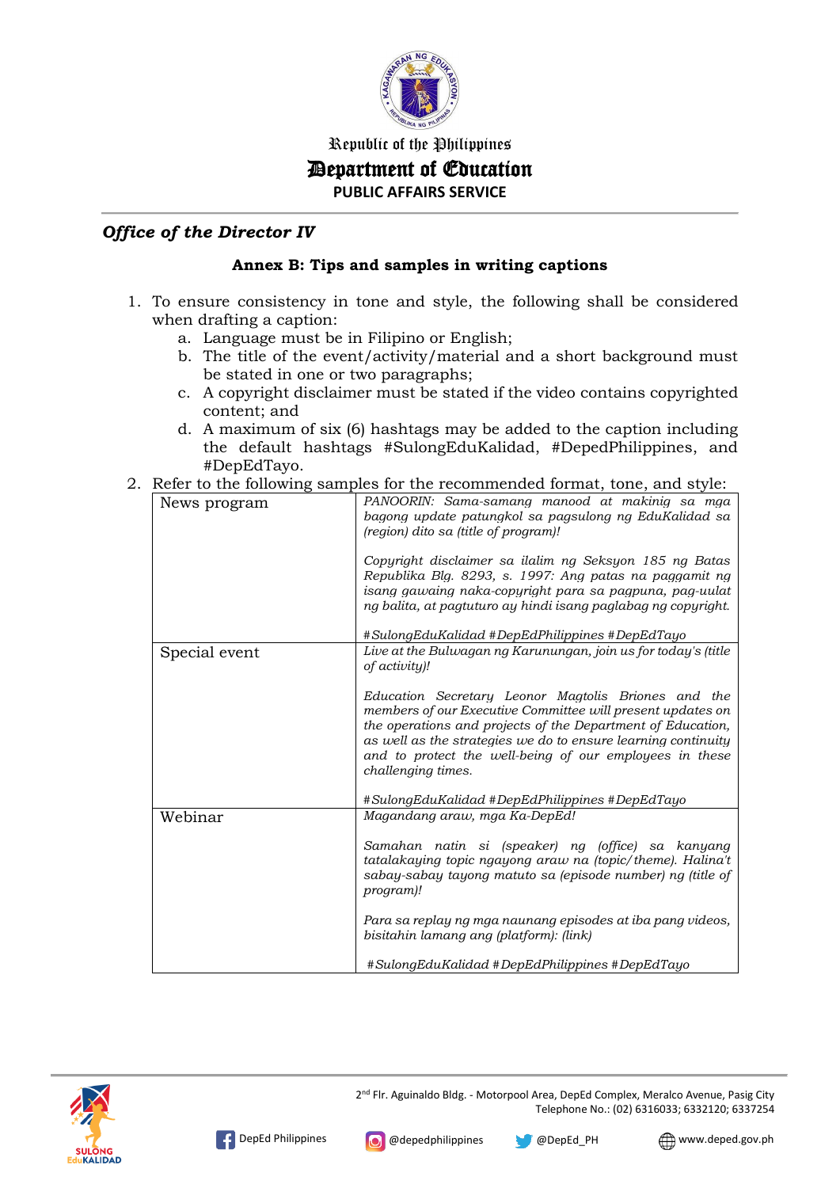Republic of the Philippines
# Department of Education
PUBLIC AFFAIRS SERVICE

*Office of the Director IV*

## Annex B: Tips and samples in writing captions

1. To ensure consistency in tone and style, the following shall be considered when drafting a caption:
   a. Language must be in Filipino or English;
   b. The title of the event/activity/material and a short background must be stated in one or two paragraphs;
   c. A copyright disclaimer must be stated if the video contains copyrighted content; and
   d. A maximum of six (6) hashtags may be added to the caption including the default hashtags #SulongEduKalidad, #DepedPhilippines, and #DepEdTayo.
2. Refer to the following samples for the recommended format, tone, and style:

| | |
|---|---|
| News program | *PANOORIN: Sama-samang manood at makinig sa mga bagong update patungkol sa pagsulong ng EduKalidad sa (region) dito sa (title of program)!*<br><br>*Copyright disclaimer sa ilalim ng Seksyon 185 ng Batas Republika Blg. 8293, s. 1997: Ang patas na paggamit ng isang gawaing naka-copyright para sa pagpuna, pag-uulat ng balita, at pagtuturo ay hindi isang paglabag ng copyright.*<br><br>*#SulongEduKalidad #DepEdPhilippines #DepEdTayo* |
| Special event | *Live at the Bulwagan ng Karunungan, join us for today's (title of activity)!*<br><br>*Education Secretary Leonor Magtolis Briones and the members of our Executive Committee will present updates on the operations and projects of the Department of Education, as well as the strategies we do to ensure learning continuity and to protect the well-being of our employees in these challenging times.*<br><br>*#SulongEduKalidad #DepEdPhilippines #DepEdTayo* |
| Webinar | *Magandang araw, mga Ka-DepEd!*<br><br>*Samahan natin si (speaker) ng (office) sa kanyang tatalakaying topic ngayong araw na (topic/theme). Halina't sabay-sabay tayong matuto sa (episode number) ng (title of program)!*<br><br>*Para sa replay ng mga naunang episodes at iba pang videos, bisitahin lamang ang (platform): (link)*<br><br>*#SulongEduKalidad #DepEdPhilippines #DepEdTayo* |